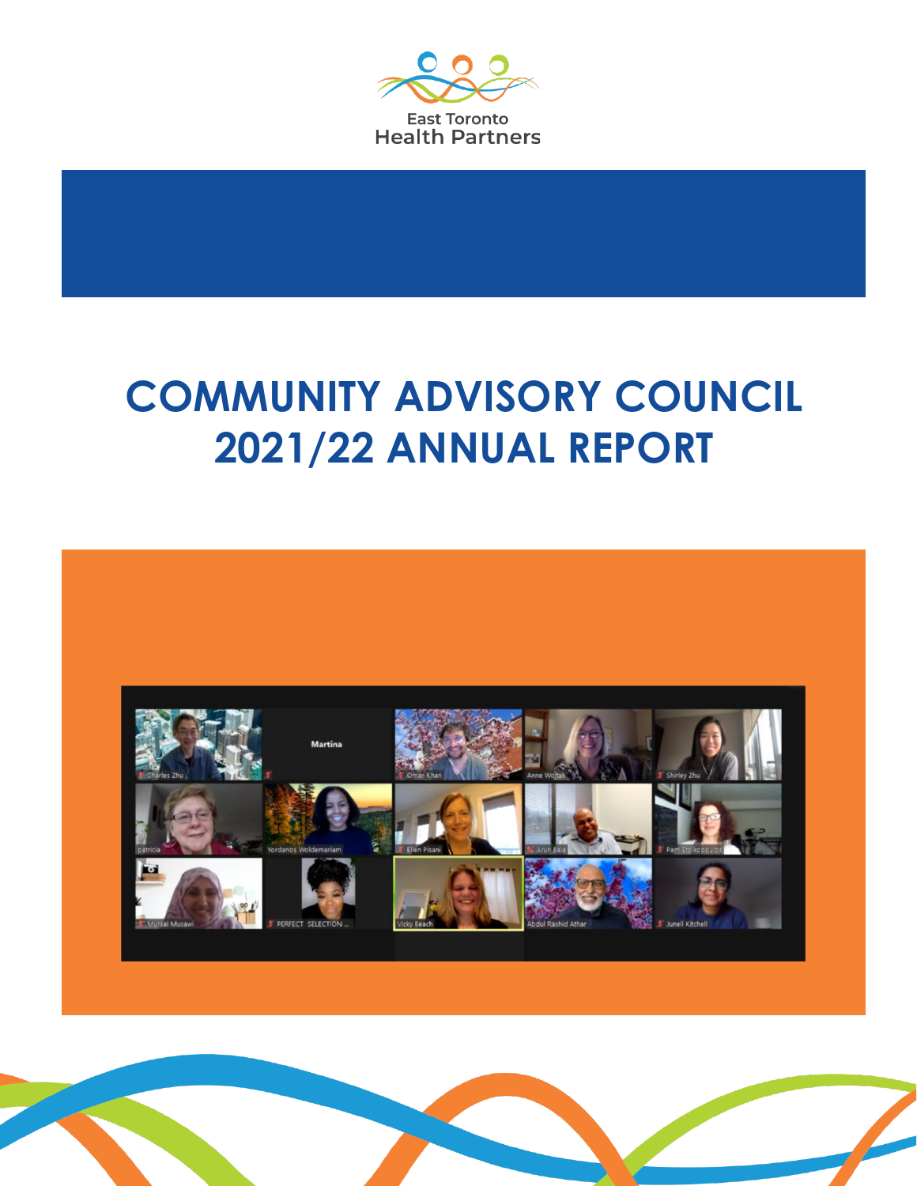East Toronto
Health Partners

# COMMUNITY ADVISORY COUNCIL 2021/22 ANNUAL REPORT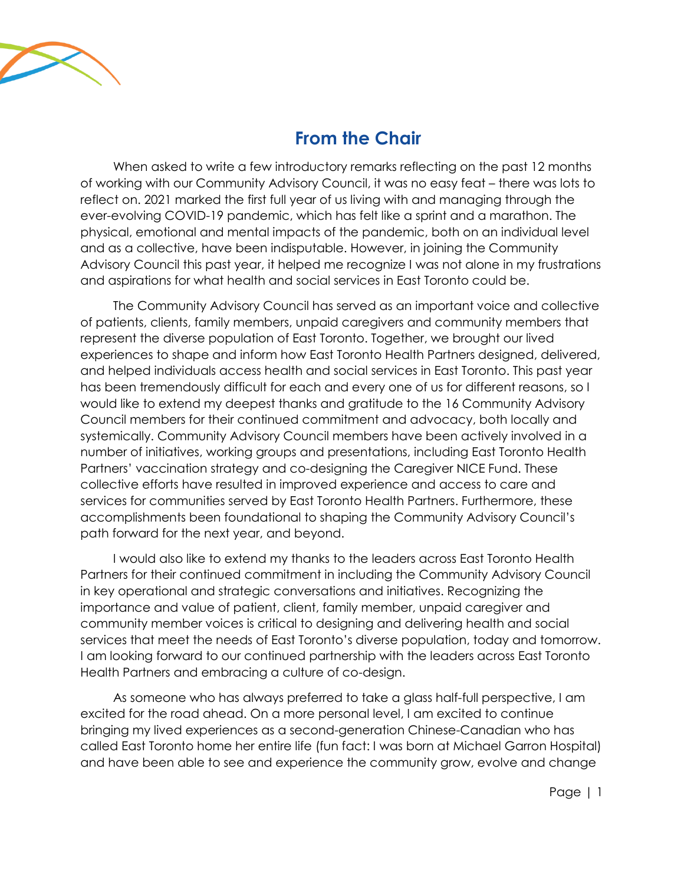# From the Chair

When asked to write a few introductory remarks reflecting on the past 12 months of working with our Community Advisory Council, it was no easy feat – there was lots to reflect on. 2021 marked the first full year of us living with and managing through the ever-evolving COVID-19 pandemic, which has felt like a sprint and a marathon. The physical, emotional and mental impacts of the pandemic, both on an individual level and as a collective, have been indisputable. However, in joining the Community Advisory Council this past year, it helped me recognize I was not alone in my frustrations and aspirations for what health and social services in East Toronto could be.

The Community Advisory Council has served as an important voice and collective of patients, clients, family members, unpaid caregivers and community members that represent the diverse population of East Toronto. Together, we brought our lived experiences to shape and inform how East Toronto Health Partners designed, delivered, and helped individuals access health and social services in East Toronto. This past year has been tremendously difficult for each and every one of us for different reasons, so I would like to extend my deepest thanks and gratitude to the 16 Community Advisory Council members for their continued commitment and advocacy, both locally and systemically. Community Advisory Council members have been actively involved in a number of initiatives, working groups and presentations, including East Toronto Health Partners' vaccination strategy and co-designing the Caregiver NICE Fund. These collective efforts have resulted in improved experience and access to care and services for communities served by East Toronto Health Partners. Furthermore, these accomplishments been foundational to shaping the Community Advisory Council's path forward for the next year, and beyond.

I would also like to extend my thanks to the leaders across East Toronto Health Partners for their continued commitment in including the Community Advisory Council in key operational and strategic conversations and initiatives. Recognizing the importance and value of patient, client, family member, unpaid caregiver and community member voices is critical to designing and delivering health and social services that meet the needs of East Toronto's diverse population, today and tomorrow. I am looking forward to our continued partnership with the leaders across East Toronto Health Partners and embracing a culture of co-design.

As someone who has always preferred to take a glass half-full perspective, I am excited for the road ahead. On a more personal level, I am excited to continue bringing my lived experiences as a second-generation Chinese-Canadian who has called East Toronto home her entire life (fun fact: I was born at Michael Garron Hospital) and have been able to see and experience the community grow, evolve and change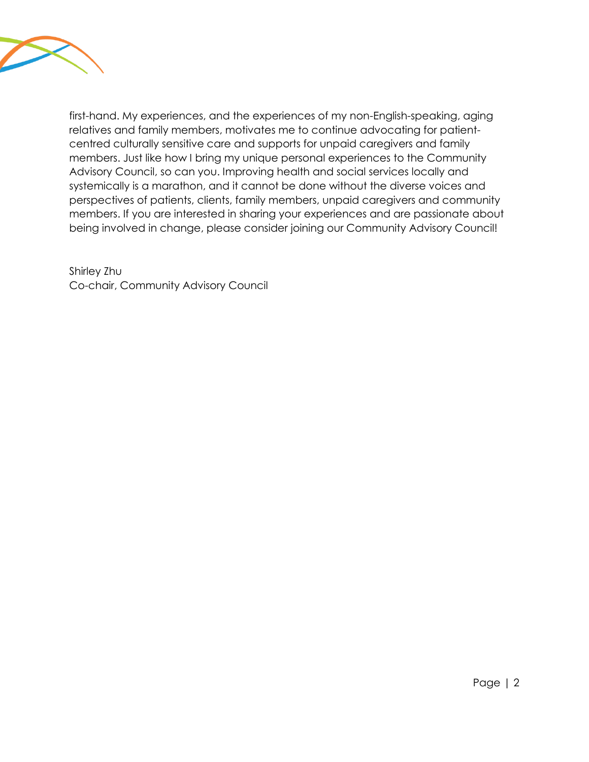first-hand. My experiences, and the experiences of my non-English-speaking, aging relatives and family members, motivates me to continue advocating for patient-centred culturally sensitive care and supports for unpaid caregivers and family members. Just like how I bring my unique personal experiences to the Community Advisory Council, so can you. Improving health and social services locally and systemically is a marathon, and it cannot be done without the diverse voices and perspectives of patients, clients, family members, unpaid caregivers and community members. If you are interested in sharing your experiences and are passionate about being involved in change, please consider joining our Community Advisory Council!

Shirley Zhu
Co-chair, Community Advisory Council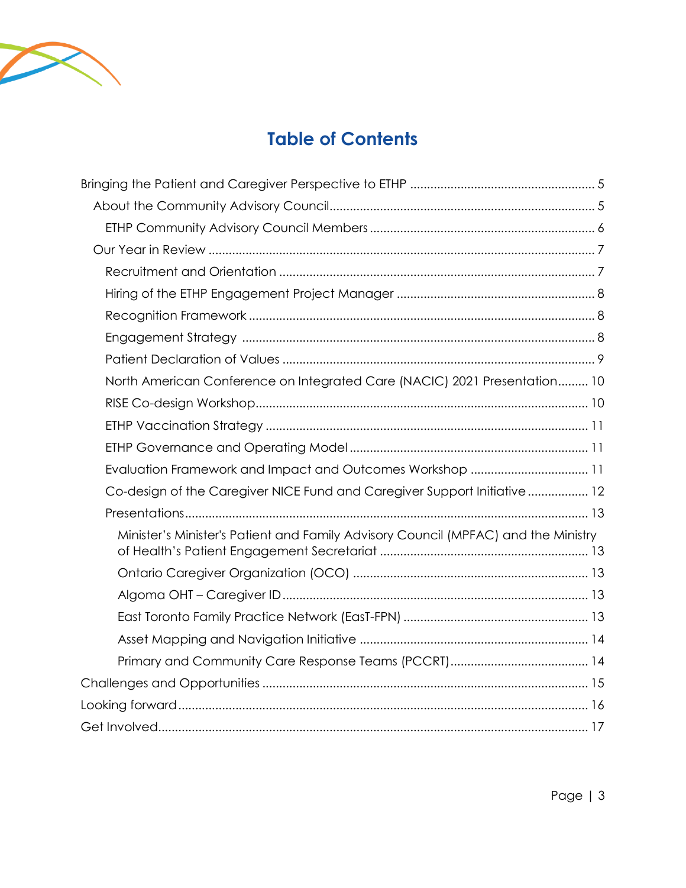# Table of Contents

- Bringing the Patient and Caregiver Perspective to ETHP ..... 5
  - About the Community Advisory Council ..... 5
    - ETHP Community Advisory Council Members ..... 6
  - Our Year in Review ..... 7
    - Recruitment and Orientation ..... 7
    - Hiring of the ETHP Engagement Project Manager ..... 8
    - Recognition Framework ..... 8
    - Engagement Strategy ..... 8
    - Patient Declaration of Values ..... 9
    - North American Conference on Integrated Care (NACIC) 2021 Presentation ..... 10
    - RISE Co-design Workshop ..... 10
    - ETHP Vaccination Strategy ..... 11
    - ETHP Governance and Operating Model ..... 11
    - Evaluation Framework and Impact and Outcomes Workshop ..... 11
    - Co-design of the Caregiver NICE Fund and Caregiver Support Initiative ..... 12
    - Presentations ..... 13
      - Minister's Minister's Patient and Family Advisory Council (MPFAC) and the Ministry of Health's Patient Engagement Secretariat ..... 13
      - Ontario Caregiver Organization (OCO) ..... 13
      - Algoma OHT – Caregiver ID ..... 13
      - East Toronto Family Practice Network (EasT-FPN) ..... 13
      - Asset Mapping and Navigation Initiative ..... 14
      - Primary and Community Care Response Teams (PCCRT) ..... 14
- Challenges and Opportunities ..... 15
- Looking forward ..... 16
- Get Involved ..... 17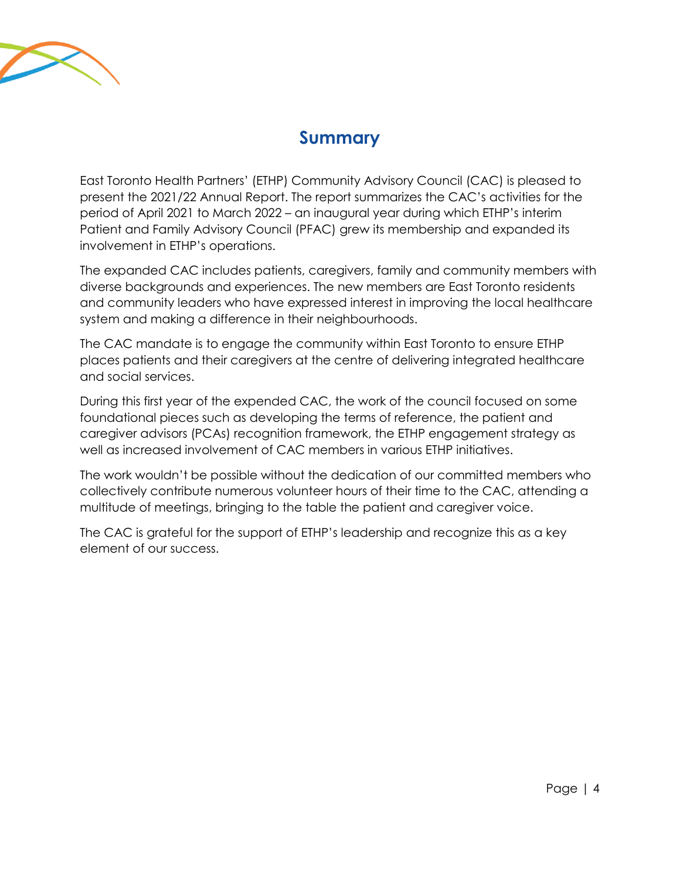# Summary

East Toronto Health Partners' (ETHP) Community Advisory Council (CAC) is pleased to present the 2021/22 Annual Report. The report summarizes the CAC's activities for the period of April 2021 to March 2022 – an inaugural year during which ETHP's interim Patient and Family Advisory Council (PFAC) grew its membership and expanded its involvement in ETHP's operations.

The expanded CAC includes patients, caregivers, family and community members with diverse backgrounds and experiences. The new members are East Toronto residents and community leaders who have expressed interest in improving the local healthcare system and making a difference in their neighbourhoods.

The CAC mandate is to engage the community within East Toronto to ensure ETHP places patients and their caregivers at the centre of delivering integrated healthcare and social services.

During this first year of the expended CAC, the work of the council focused on some foundational pieces such as developing the terms of reference, the patient and caregiver advisors (PCAs) recognition framework, the ETHP engagement strategy as well as increased involvement of CAC members in various ETHP initiatives.

The work wouldn't be possible without the dedication of our committed members who collectively contribute numerous volunteer hours of their time to the CAC, attending a multitude of meetings, bringing to the table the patient and caregiver voice.

The CAC is grateful for the support of ETHP's leadership and recognize this as a key element of our success.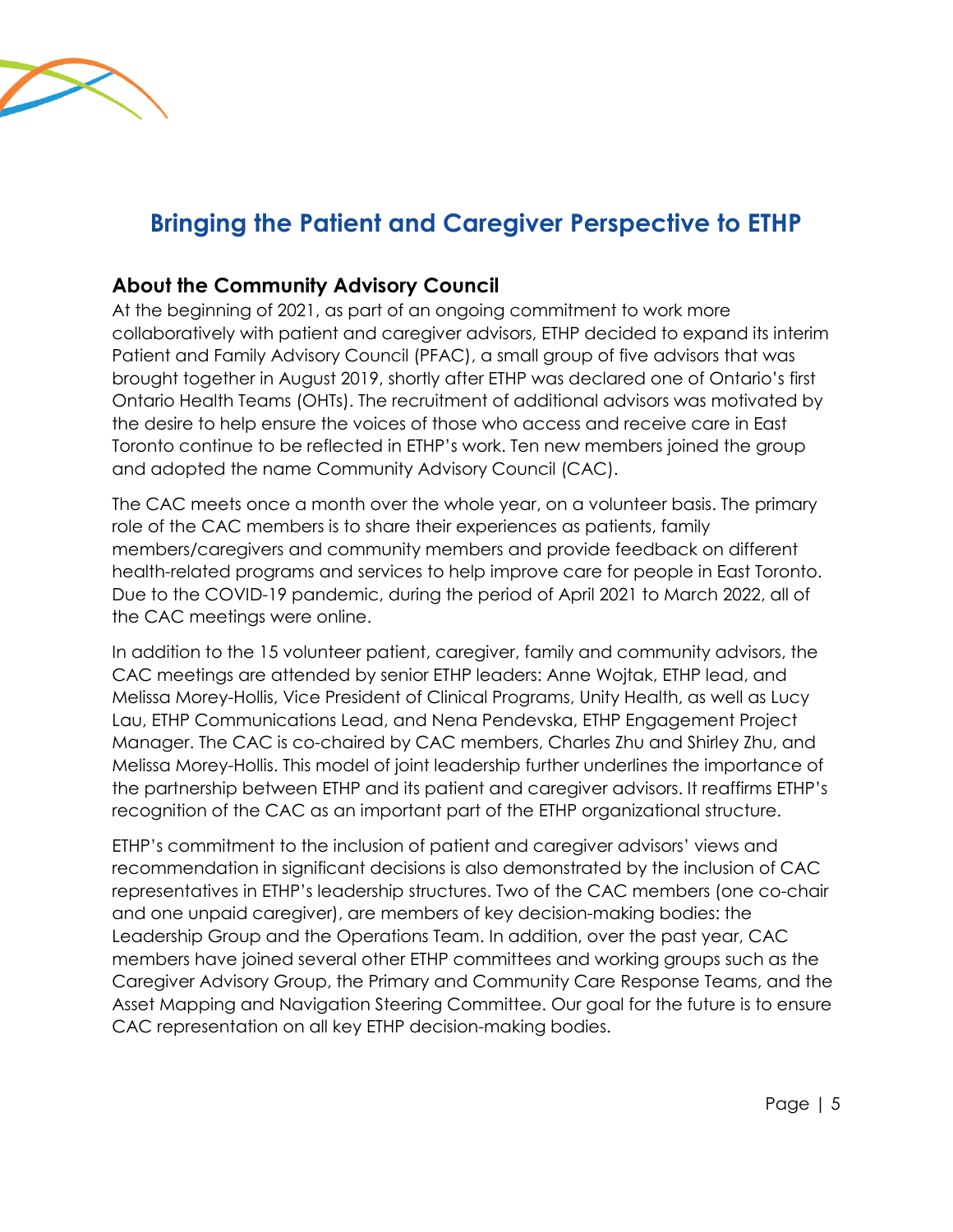# Bringing the Patient and Caregiver Perspective to ETHP

## About the Community Advisory Council

At the beginning of 2021, as part of an ongoing commitment to work more collaboratively with patient and caregiver advisors, ETHP decided to expand its interim Patient and Family Advisory Council (PFAC), a small group of five advisors that was brought together in August 2019, shortly after ETHP was declared one of Ontario's first Ontario Health Teams (OHTs). The recruitment of additional advisors was motivated by the desire to help ensure the voices of those who access and receive care in East Toronto continue to be reflected in ETHP's work. Ten new members joined the group and adopted the name Community Advisory Council (CAC).

The CAC meets once a month over the whole year, on a volunteer basis. The primary role of the CAC members is to share their experiences as patients, family members/caregivers and community members and provide feedback on different health-related programs and services to help improve care for people in East Toronto. Due to the COVID-19 pandemic, during the period of April 2021 to March 2022, all of the CAC meetings were online.

In addition to the 15 volunteer patient, caregiver, family and community advisors, the CAC meetings are attended by senior ETHP leaders: Anne Wojtak, ETHP lead, and Melissa Morey-Hollis, Vice President of Clinical Programs, Unity Health, as well as Lucy Lau, ETHP Communications Lead, and Nena Pendevska, ETHP Engagement Project Manager. The CAC is co-chaired by CAC members, Charles Zhu and Shirley Zhu, and Melissa Morey-Hollis. This model of joint leadership further underlines the importance of the partnership between ETHP and its patient and caregiver advisors. It reaffirms ETHP's recognition of the CAC as an important part of the ETHP organizational structure.

ETHP's commitment to the inclusion of patient and caregiver advisors' views and recommendation in significant decisions is also demonstrated by the inclusion of CAC representatives in ETHP's leadership structures. Two of the CAC members (one co-chair and one unpaid caregiver), are members of key decision-making bodies: the Leadership Group and the Operations Team. In addition, over the past year, CAC members have joined several other ETHP committees and working groups such as the Caregiver Advisory Group, the Primary and Community Care Response Teams, and the Asset Mapping and Navigation Steering Committee. Our goal for the future is to ensure CAC representation on all key ETHP decision-making bodies.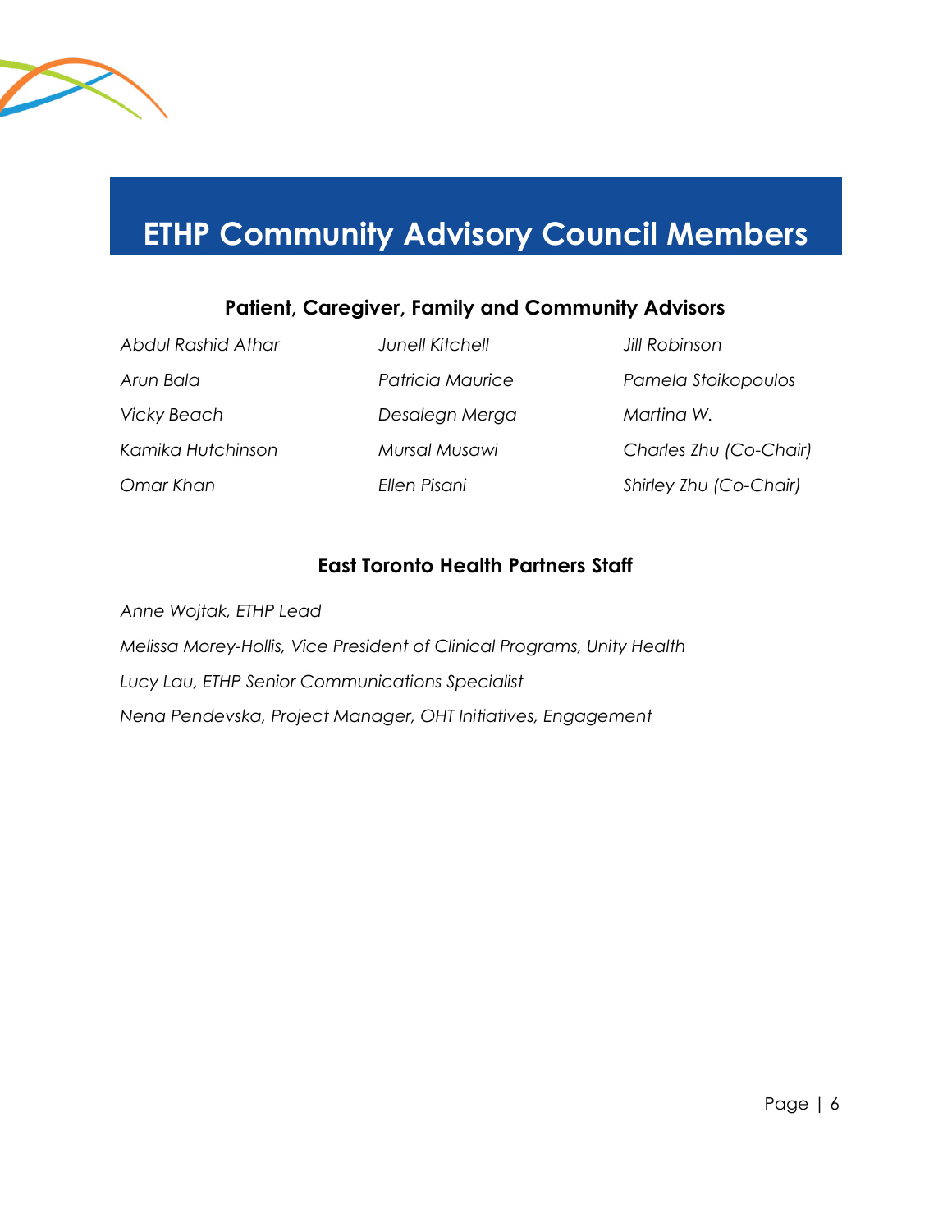# ETHP Community Advisory Council Members

### Patient, Caregiver, Family and Community Advisors

*Abdul Rashid Athar*

*Arun Bala*

*Vicky Beach*

*Kamika Hutchinson*

*Omar Khan*

*Junell Kitchell*

*Patricia Maurice*

*Desalegn Merga*

*Mursal Musawi*

*Ellen Pisani*

*Jill Robinson*

*Pamela Stoikopoulos*

*Martina W.*

*Charles Zhu (Co-Chair)*

*Shirley Zhu (Co-Chair)*

### East Toronto Health Partners Staff

*Anne Wojtak, ETHP Lead*

*Melissa Morey-Hollis, Vice President of Clinical Programs, Unity Health*

*Lucy Lau, ETHP Senior Communications Specialist*

*Nena Pendevska, Project Manager, OHT Initiatives, Engagement*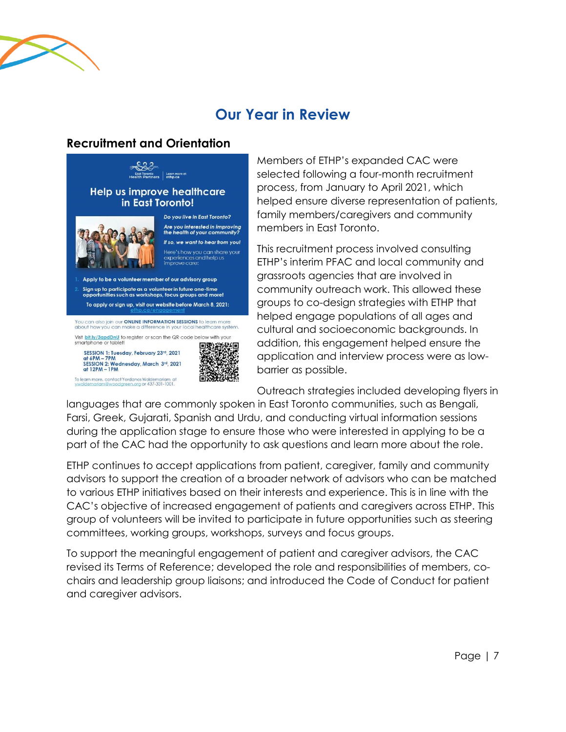# Our Year in Review

## Recruitment and Orientation

Members of ETHP's expanded CAC were selected following a four-month recruitment process, from January to April 2021, which helped ensure diverse representation of patients, family members/caregivers and community members in East Toronto.

This recruitment process involved consulting ETHP's interim PFAC and local community and grassroots agencies that are involved in community outreach work. This allowed these groups to co-design strategies with ETHP that helped engage populations of all ages and cultural and socioeconomic backgrounds. In addition, this engagement helped ensure the application and interview process were as low-barrier as possible.

Outreach strategies included developing flyers in languages that are commonly spoken in East Toronto communities, such as Bengali, Farsi, Greek, Gujarati, Spanish and Urdu, and conducting virtual information sessions during the application stage to ensure those who were interested in applying to be a part of the CAC had the opportunity to ask questions and learn more about the role.

ETHP continues to accept applications from patient, caregiver, family and community advisors to support the creation of a broader network of advisors who can be matched to various ETHP initiatives based on their interests and experience. This is in line with the CAC's objective of increased engagement of patients and caregivers across ETHP. This group of volunteers will be invited to participate in future opportunities such as steering committees, working groups, workshops, surveys and focus groups.

To support the meaningful engagement of patient and caregiver advisors, the CAC revised its Terms of Reference; developed the role and responsibilities of members, co-chairs and leadership group liaisons; and introduced the Code of Conduct for patient and caregiver advisors.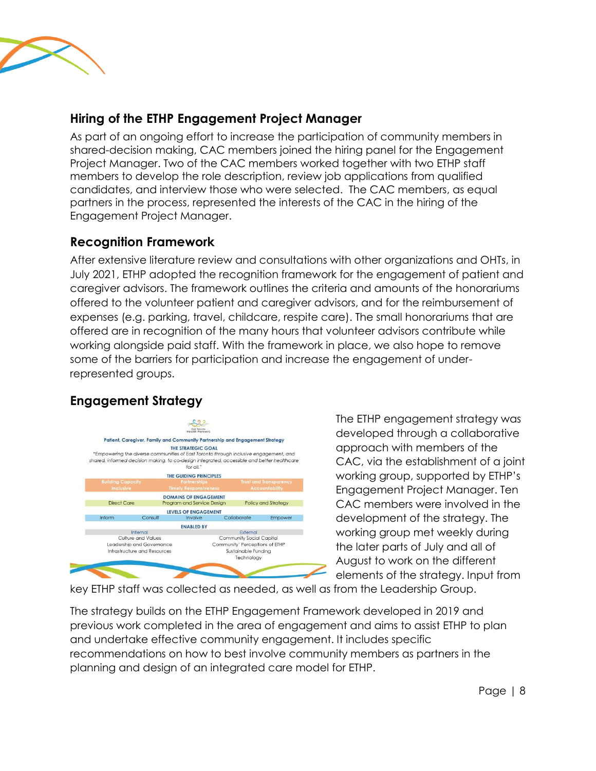## Hiring of the ETHP Engagement Project Manager

As part of an ongoing effort to increase the participation of community members in shared-decision making, CAC members joined the hiring panel for the Engagement Project Manager. Two of the CAC members worked together with two ETHP staff members to develop the role description, review job applications from qualified candidates, and interview those who were selected. The CAC members, as equal partners in the process, represented the interests of the CAC in the hiring of the Engagement Project Manager.

## Recognition Framework

After extensive literature review and consultations with other organizations and OHTs, in July 2021, ETHP adopted the recognition framework for the engagement of patient and caregiver advisors. The framework outlines the criteria and amounts of the honorariums offered to the volunteer patient and caregiver advisors, and for the reimbursement of expenses (e.g. parking, travel, childcare, respite care). The small honorariums that are offered are in recognition of the many hours that volunteer advisors contribute while working alongside paid staff. With the framework in place, we also hope to remove some of the barriers for participation and increase the engagement of under-represented groups.

## Engagement Strategy

East Toronto Health Partners

**Patient, Caregiver, Family and Community Partnership and Engagement Strategy**

**THE STRATEGIC GOAL**

*"Empowering the diverse communities of East Toronto through inclusive engagement, and shared, informed decision making, to co-design integrated, accessible and better healthcare for all."*

**THE GUIDING PRINCIPLES**

Building Capacity, Inclusive, Partnerships, Timely Responsiveness, Trust and Transparency, Accountability

**DOMAINS OF ENGAGEMENT**

Direct Care, Program and Service Design, Policy and Strategy

**LEVELS OF ENGAGEMENT**

Inform, Consult, Involve, Collaborate, Empower

**ENABLED BY**

| Internal | External |
|---|---|
| Culture and Values | Community Social Capital |
| Leadership and Governance | Community' Perceptions of ETHP |
| Infrastructure and Resources | Sustainable Funding |
| | Technology |

The ETHP engagement strategy was developed through a collaborative approach with members of the CAC, via the establishment of a joint working group, supported by ETHP's Engagement Project Manager. Ten CAC members were involved in the development of the strategy. The working group met weekly during the later parts of July and all of August to work on the different elements of the strategy. Input from key ETHP staff was collected as needed, as well as from the Leadership Group.

The strategy builds on the ETHP Engagement Framework developed in 2019 and previous work completed in the area of engagement and aims to assist ETHP to plan and undertake effective community engagement. It includes specific recommendations on how to best involve community members as partners in the planning and design of an integrated care model for ETHP.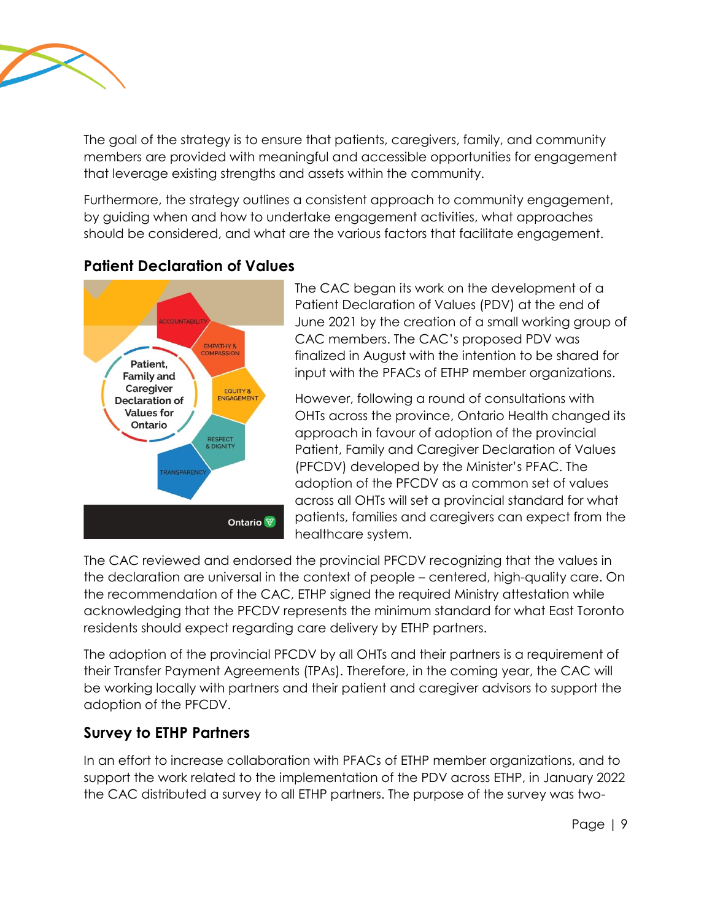The goal of the strategy is to ensure that patients, caregivers, family, and community members are provided with meaningful and accessible opportunities for engagement that leverage existing strengths and assets within the community.

Furthermore, the strategy outlines a consistent approach to community engagement, by guiding when and how to undertake engagement activities, what approaches should be considered, and what are the various factors that facilitate engagement.

## Patient Declaration of Values

The CAC began its work on the development of a Patient Declaration of Values (PDV) at the end of June 2021 by the creation of a small working group of CAC members. The CAC's proposed PDV was finalized in August with the intention to be shared for input with the PFACs of ETHP member organizations.

However, following a round of consultations with OHTs across the province, Ontario Health changed its approach in favour of adoption of the provincial Patient, Family and Caregiver Declaration of Values (PFCDV) developed by the Minister's PFAC. The adoption of the PFCDV as a common set of values across all OHTs will set a provincial standard for what patients, families and caregivers can expect from the healthcare system.

The CAC reviewed and endorsed the provincial PFCDV recognizing that the values in the declaration are universal in the context of people – centered, high-quality care. On the recommendation of the CAC, ETHP signed the required Ministry attestation while acknowledging that the PFCDV represents the minimum standard for what East Toronto residents should expect regarding care delivery by ETHP partners.

The adoption of the provincial PFCDV by all OHTs and their partners is a requirement of their Transfer Payment Agreements (TPAs). Therefore, in the coming year, the CAC will be working locally with partners and their patient and caregiver advisors to support the adoption of the PFCDV.

## Survey to ETHP Partners

In an effort to increase collaboration with PFACs of ETHP member organizations, and to support the work related to the implementation of the PDV across ETHP, in January 2022 the CAC distributed a survey to all ETHP partners. The purpose of the survey was two-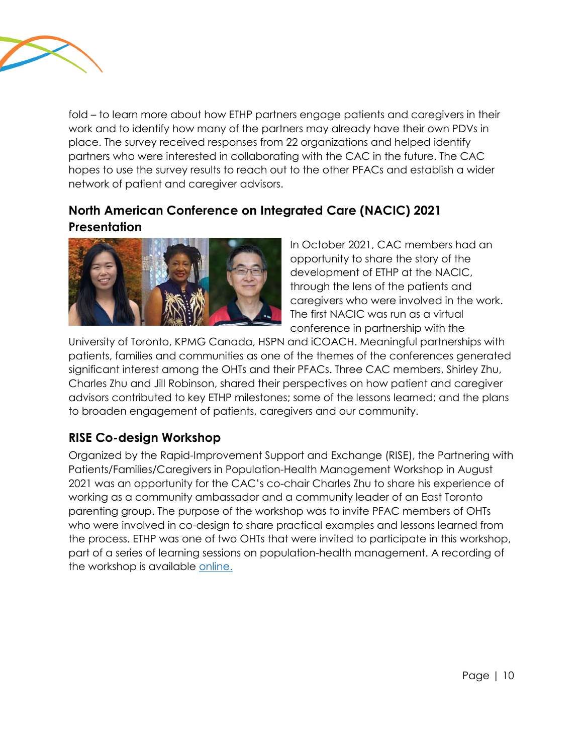fold – to learn more about how ETHP partners engage patients and caregivers in their work and to identify how many of the partners may already have their own PDVs in place. The survey received responses from 22 organizations and helped identify partners who were interested in collaborating with the CAC in the future. The CAC hopes to use the survey results to reach out to the other PFACs and establish a wider network of patient and caregiver advisors.

### North American Conference on Integrated Care (NACIC) 2021 Presentation

In October 2021, CAC members had an opportunity to share the story of the development of ETHP at the NACIC, through the lens of the patients and caregivers who were involved in the work. The first NACIC was run as a virtual conference in partnership with the University of Toronto, KPMG Canada, HSPN and iCOACH. Meaningful partnerships with patients, families and communities as one of the themes of the conferences generated significant interest among the OHTs and their PFACs. Three CAC members, Shirley Zhu, Charles Zhu and Jill Robinson, shared their perspectives on how patient and caregiver advisors contributed to key ETHP milestones; some of the lessons learned; and the plans to broaden engagement of patients, caregivers and our community.

### RISE Co-design Workshop

Organized by the Rapid-Improvement Support and Exchange (RISE), the Partnering with Patients/Families/Caregivers in Population-Health Management Workshop in August 2021 was an opportunity for the CAC's co-chair Charles Zhu to share his experience of working as a community ambassador and a community leader of an East Toronto parenting group. The purpose of the workshop was to invite PFAC members of OHTs who were involved in co-design to share practical examples and lessons learned from the process. ETHP was one of two OHTs that were invited to participate in this workshop, part of a series of learning sessions on population-health management. A recording of the workshop is available online.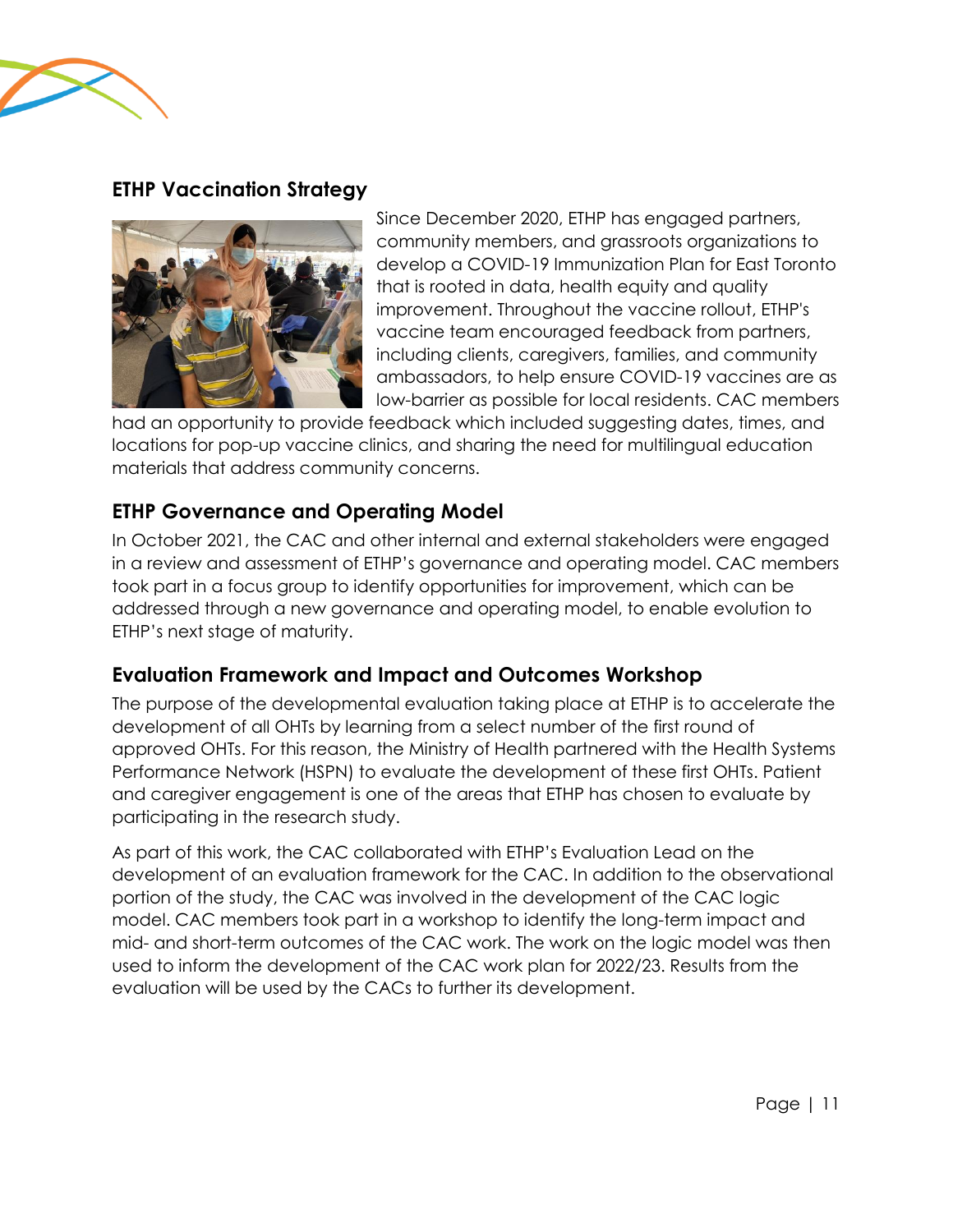## ETHP Vaccination Strategy

Since December 2020, ETHP has engaged partners, community members, and grassroots organizations to develop a COVID-19 Immunization Plan for East Toronto that is rooted in data, health equity and quality improvement. Throughout the vaccine rollout, ETHP's vaccine team encouraged feedback from partners, including clients, caregivers, families, and community ambassadors, to help ensure COVID-19 vaccines are as low-barrier as possible for local residents. CAC members had an opportunity to provide feedback which included suggesting dates, times, and locations for pop-up vaccine clinics, and sharing the need for multilingual education materials that address community concerns.

## ETHP Governance and Operating Model

In October 2021, the CAC and other internal and external stakeholders were engaged in a review and assessment of ETHP's governance and operating model. CAC members took part in a focus group to identify opportunities for improvement, which can be addressed through a new governance and operating model, to enable evolution to ETHP's next stage of maturity.

## Evaluation Framework and Impact and Outcomes Workshop

The purpose of the developmental evaluation taking place at ETHP is to accelerate the development of all OHTs by learning from a select number of the first round of approved OHTs. For this reason, the Ministry of Health partnered with the Health Systems Performance Network (HSPN) to evaluate the development of these first OHTs. Patient and caregiver engagement is one of the areas that ETHP has chosen to evaluate by participating in the research study.

As part of this work, the CAC collaborated with ETHP's Evaluation Lead on the development of an evaluation framework for the CAC. In addition to the observational portion of the study, the CAC was involved in the development of the CAC logic model. CAC members took part in a workshop to identify the long-term impact and mid- and short-term outcomes of the CAC work. The work on the logic model was then used to inform the development of the CAC work plan for 2022/23. Results from the evaluation will be used by the CACs to further its development.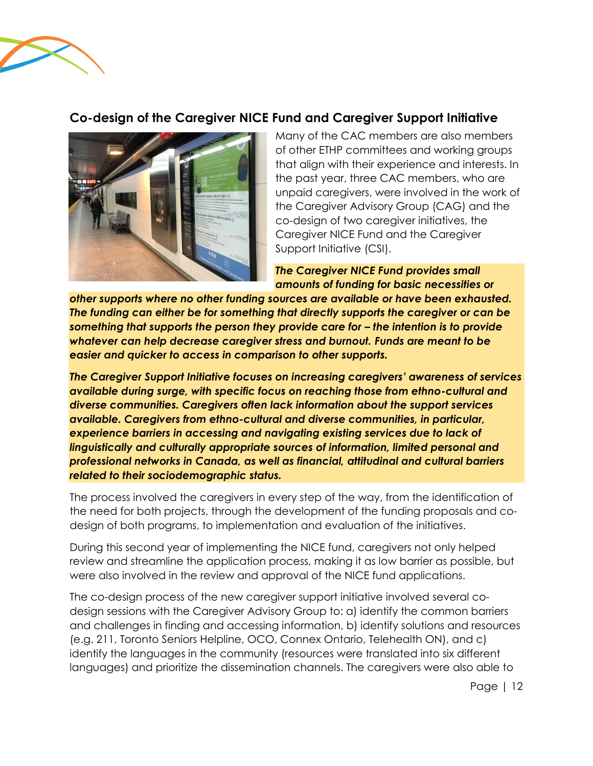## Co-design of the Caregiver NICE Fund and Caregiver Support Initiative

Many of the CAC members are also members of other ETHP committees and working groups that align with their experience and interests. In the past year, three CAC members, who are unpaid caregivers, were involved in the work of the Caregiver Advisory Group (CAG) and the co-design of two caregiver initiatives, the Caregiver NICE Fund and the Caregiver Support Initiative (CSI).

***The Caregiver NICE Fund provides small amounts of funding for basic necessities or other supports where no other funding sources are available or have been exhausted. The funding can either be for something that directly supports the caregiver or can be something that supports the person they provide care for – the intention is to provide whatever can help decrease caregiver stress and burnout. Funds are meant to be easier and quicker to access in comparison to other supports.***

***The Caregiver Support Initiative focuses on increasing caregivers' awareness of services available during surge, with specific focus on reaching those from ethno-cultural and diverse communities. Caregivers often lack information about the support services available. Caregivers from ethno-cultural and diverse communities, in particular, experience barriers in accessing and navigating existing services due to lack of linguistically and culturally appropriate sources of information, limited personal and professional networks in Canada, as well as financial, attitudinal and cultural barriers related to their sociodemographic status.***

The process involved the caregivers in every step of the way, from the identification of the need for both projects, through the development of the funding proposals and co-design of both programs, to implementation and evaluation of the initiatives.

During this second year of implementing the NICE fund, caregivers not only helped review and streamline the application process, making it as low barrier as possible, but were also involved in the review and approval of the NICE fund applications.

The co-design process of the new caregiver support initiative involved several co-design sessions with the Caregiver Advisory Group to: a) identify the common barriers and challenges in finding and accessing information, b) identify solutions and resources (e.g. 211, Toronto Seniors Helpline, OCO, Connex Ontario, Telehealth ON), and c) identify the languages in the community (resources were translated into six different languages) and prioritize the dissemination channels. The caregivers were also able to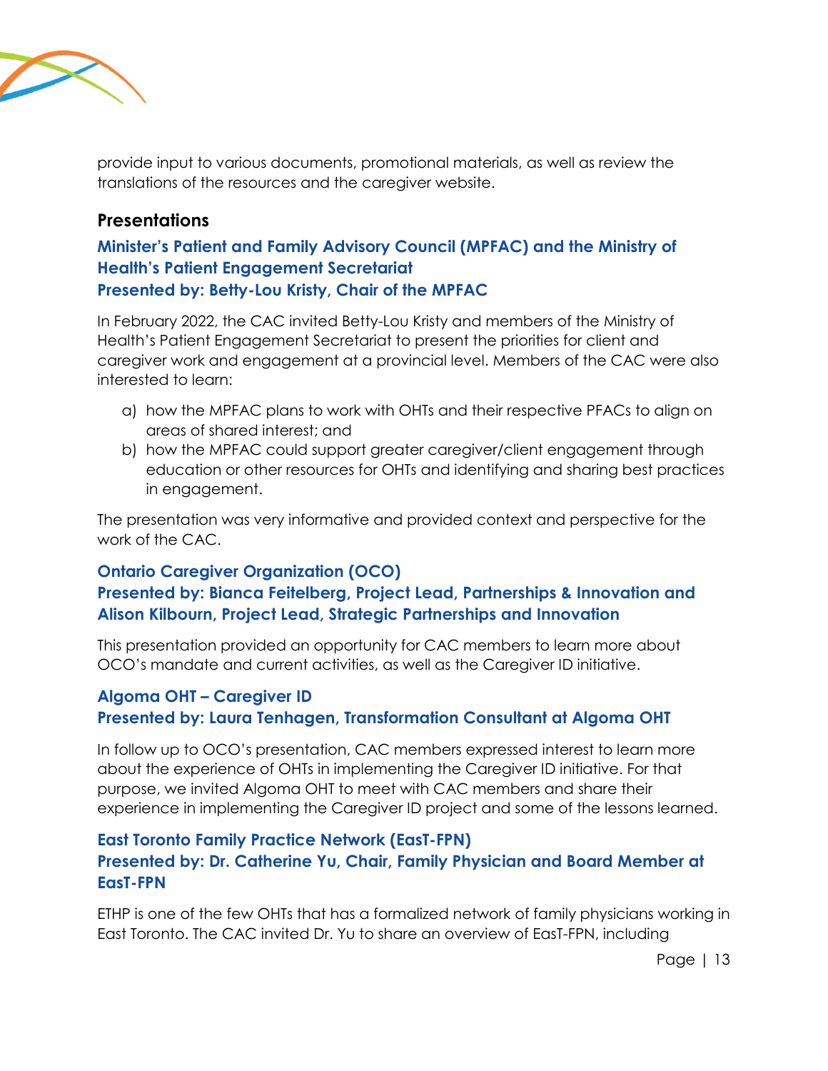provide input to various documents, promotional materials, as well as review the translations of the resources and the caregiver website.

## Presentations

### Minister's Patient and Family Advisory Council (MPFAC) and the Ministry of Health's Patient Engagement Secretariat
### Presented by: Betty-Lou Kristy, Chair of the MPFAC

In February 2022, the CAC invited Betty-Lou Kristy and members of the Ministry of Health's Patient Engagement Secretariat to present the priorities for client and caregiver work and engagement at a provincial level. Members of the CAC were also interested to learn:

a) how the MPFAC plans to work with OHTs and their respective PFACs to align on areas of shared interest; and
b) how the MPFAC could support greater caregiver/client engagement through education or other resources for OHTs and identifying and sharing best practices in engagement.

The presentation was very informative and provided context and perspective for the work of the CAC.

### Ontario Caregiver Organization (OCO)
### Presented by: Bianca Feitelberg, Project Lead, Partnerships & Innovation and Alison Kilbourn, Project Lead, Strategic Partnerships and Innovation

This presentation provided an opportunity for CAC members to learn more about OCO's mandate and current activities, as well as the Caregiver ID initiative.

### Algoma OHT – Caregiver ID
### Presented by: Laura Tenhagen, Transformation Consultant at Algoma OHT

In follow up to OCO's presentation, CAC members expressed interest to learn more about the experience of OHTs in implementing the Caregiver ID initiative. For that purpose, we invited Algoma OHT to meet with CAC members and share their experience in implementing the Caregiver ID project and some of the lessons learned.

### East Toronto Family Practice Network (EasT-FPN)
### Presented by: Dr. Catherine Yu, Chair, Family Physician and Board Member at EasT-FPN

ETHP is one of the few OHTs that has a formalized network of family physicians working in East Toronto. The CAC invited Dr. Yu to share an overview of EasT-FPN, including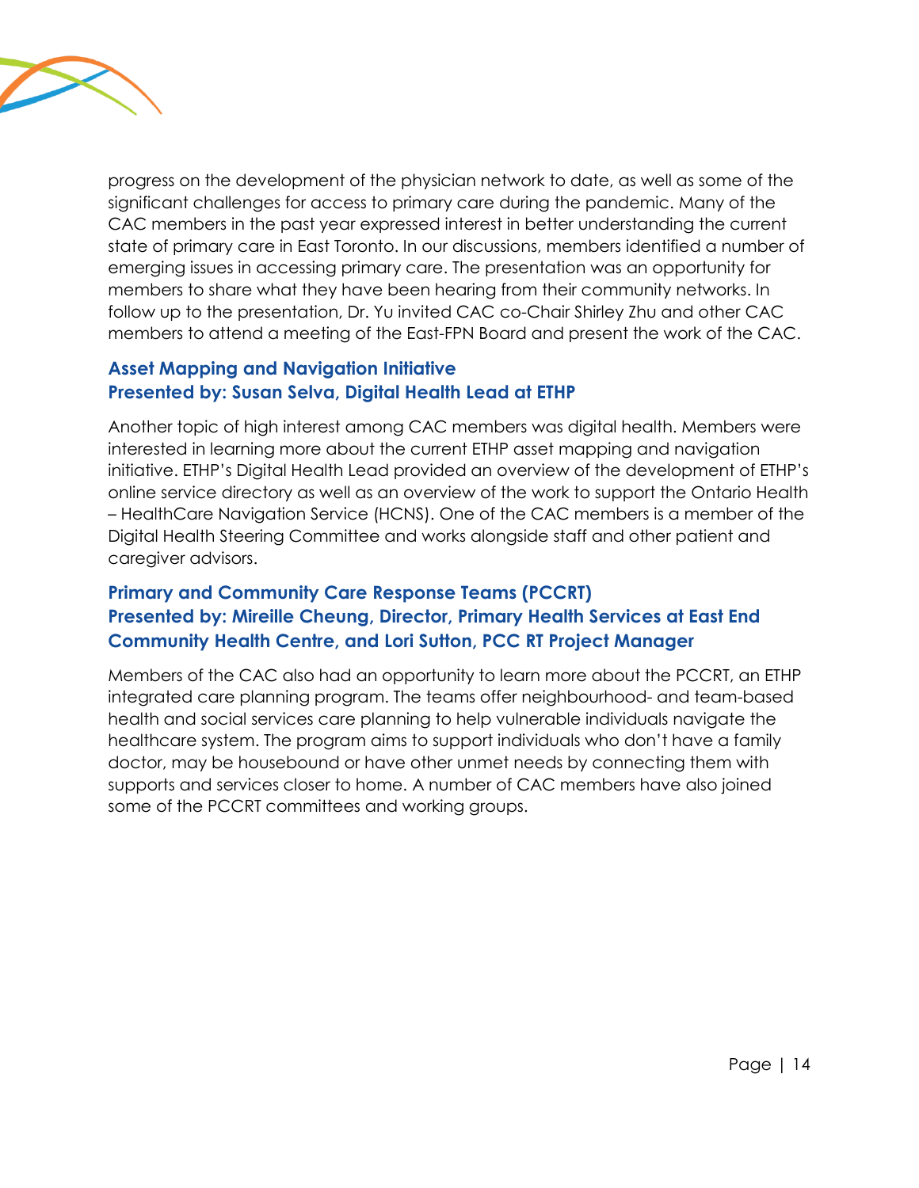progress on the development of the physician network to date, as well as some of the significant challenges for access to primary care during the pandemic. Many of the CAC members in the past year expressed interest in better understanding the current state of primary care in East Toronto. In our discussions, members identified a number of emerging issues in accessing primary care. The presentation was an opportunity for members to share what they have been hearing from their community networks. In follow up to the presentation, Dr. Yu invited CAC co-Chair Shirley Zhu and other CAC members to attend a meeting of the East-FPN Board and present the work of the CAC.

### Asset Mapping and Navigation Initiative
### Presented by: Susan Selva, Digital Health Lead at ETHP

Another topic of high interest among CAC members was digital health. Members were interested in learning more about the current ETHP asset mapping and navigation initiative. ETHP's Digital Health Lead provided an overview of the development of ETHP's online service directory as well as an overview of the work to support the Ontario Health – HealthCare Navigation Service (HCNS). One of the CAC members is a member of the Digital Health Steering Committee and works alongside staff and other patient and caregiver advisors.

### Primary and Community Care Response Teams (PCCRT)
### Presented by: Mireille Cheung, Director, Primary Health Services at East End Community Health Centre, and Lori Sutton, PCC RT Project Manager

Members of the CAC also had an opportunity to learn more about the PCCRT, an ETHP integrated care planning program. The teams offer neighbourhood- and team-based health and social services care planning to help vulnerable individuals navigate the healthcare system. The program aims to support individuals who don't have a family doctor, may be housebound or have other unmet needs by connecting them with supports and services closer to home. A number of CAC members have also joined some of the PCCRT committees and working groups.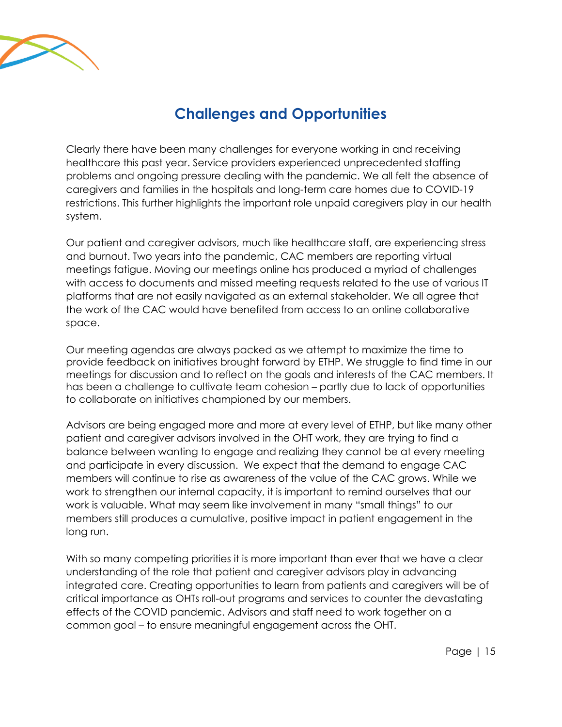## Challenges and Opportunities

Clearly there have been many challenges for everyone working in and receiving healthcare this past year. Service providers experienced unprecedented staffing problems and ongoing pressure dealing with the pandemic. We all felt the absence of caregivers and families in the hospitals and long-term care homes due to COVID-19 restrictions. This further highlights the important role unpaid caregivers play in our health system.

Our patient and caregiver advisors, much like healthcare staff, are experiencing stress and burnout. Two years into the pandemic, CAC members are reporting virtual meetings fatigue. Moving our meetings online has produced a myriad of challenges with access to documents and missed meeting requests related to the use of various IT platforms that are not easily navigated as an external stakeholder. We all agree that the work of the CAC would have benefited from access to an online collaborative space.

Our meeting agendas are always packed as we attempt to maximize the time to provide feedback on initiatives brought forward by ETHP. We struggle to find time in our meetings for discussion and to reflect on the goals and interests of the CAC members. It has been a challenge to cultivate team cohesion – partly due to lack of opportunities to collaborate on initiatives championed by our members.

Advisors are being engaged more and more at every level of ETHP, but like many other patient and caregiver advisors involved in the OHT work, they are trying to find a balance between wanting to engage and realizing they cannot be at every meeting and participate in every discussion. We expect that the demand to engage CAC members will continue to rise as awareness of the value of the CAC grows. While we work to strengthen our internal capacity, it is important to remind ourselves that our work is valuable. What may seem like involvement in many "small things" to our members still produces a cumulative, positive impact in patient engagement in the long run.

With so many competing priorities it is more important than ever that we have a clear understanding of the role that patient and caregiver advisors play in advancing integrated care. Creating opportunities to learn from patients and caregivers will be of critical importance as OHTs roll-out programs and services to counter the devastating effects of the COVID pandemic. Advisors and staff need to work together on a common goal – to ensure meaningful engagement across the OHT.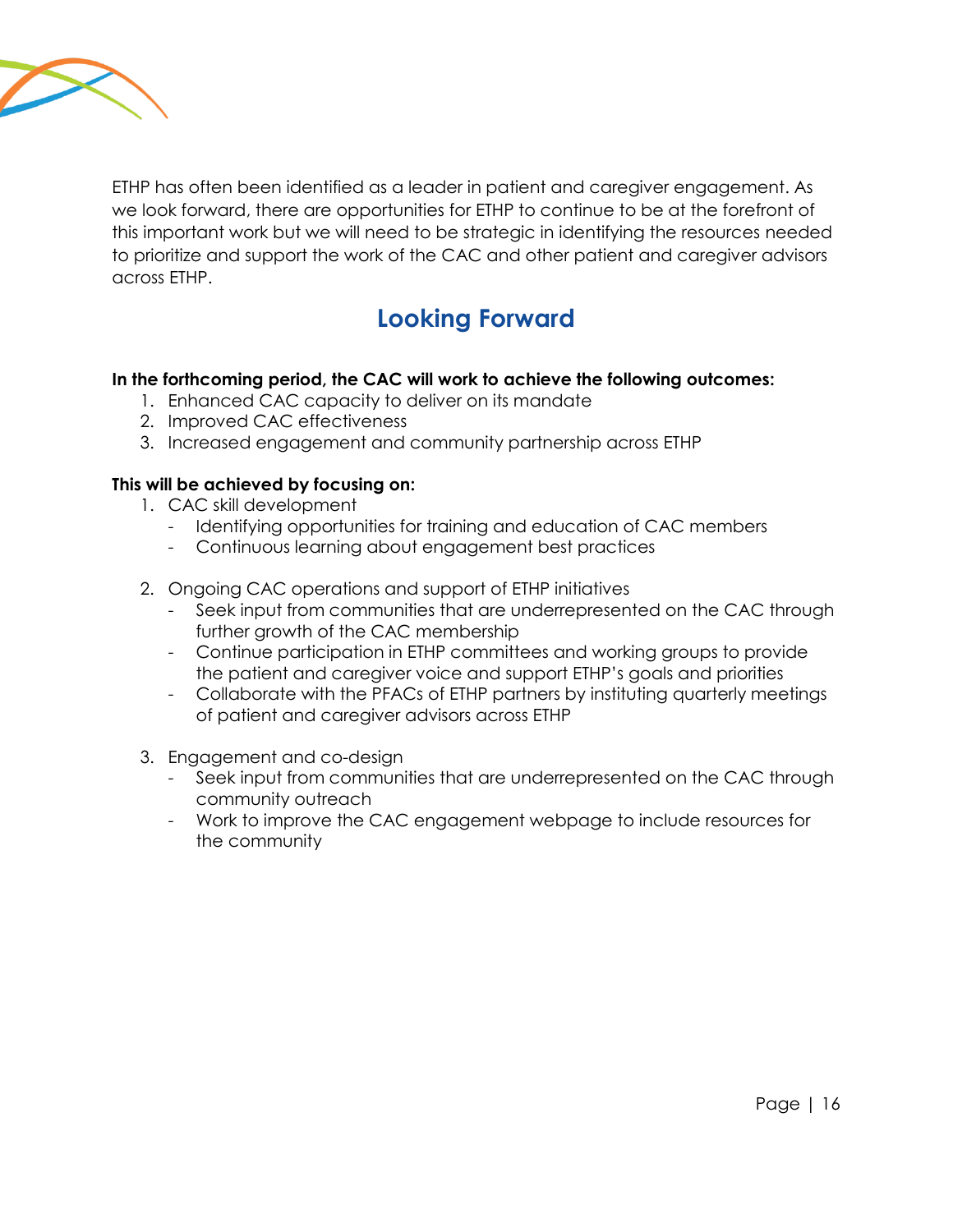ETHP has often been identified as a leader in patient and caregiver engagement. As we look forward, there are opportunities for ETHP to continue to be at the forefront of this important work but we will need to be strategic in identifying the resources needed to prioritize and support the work of the CAC and other patient and caregiver advisors across ETHP.

## Looking Forward

**In the forthcoming period, the CAC will work to achieve the following outcomes:**

1. Enhanced CAC capacity to deliver on its mandate
2. Improved CAC effectiveness
3. Increased engagement and community partnership across ETHP

**This will be achieved by focusing on:**

1. CAC skill development
   - Identifying opportunities for training and education of CAC members
   - Continuous learning about engagement best practices

2. Ongoing CAC operations and support of ETHP initiatives
   - Seek input from communities that are underrepresented on the CAC through further growth of the CAC membership
   - Continue participation in ETHP committees and working groups to provide the patient and caregiver voice and support ETHP's goals and priorities
   - Collaborate with the PFACs of ETHP partners by instituting quarterly meetings of patient and caregiver advisors across ETHP

3. Engagement and co-design
   - Seek input from communities that are underrepresented on the CAC through community outreach
   - Work to improve the CAC engagement webpage to include resources for the community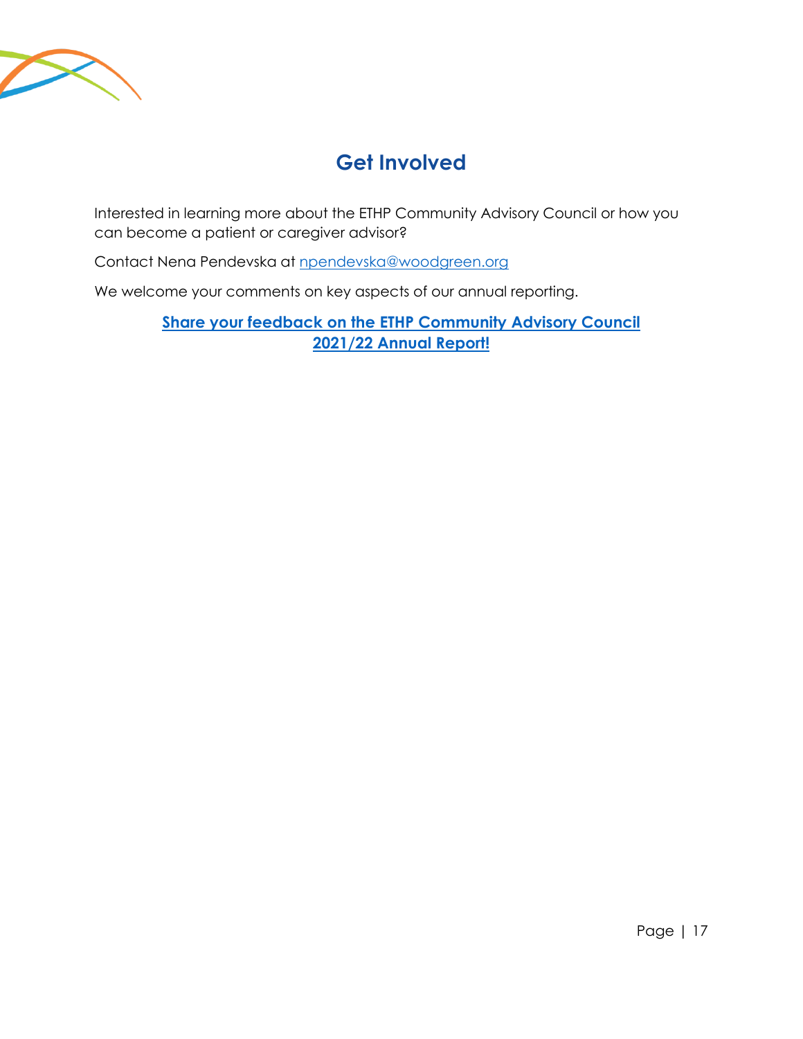# Get Involved

Interested in learning more about the ETHP Community Advisory Council or how you can become a patient or caregiver advisor?

Contact Nena Pendevska at npendevska@woodgreen.org

We welcome your comments on key aspects of our annual reporting.

**Share your feedback on the ETHP Community Advisory Council 2021/22 Annual Report!**